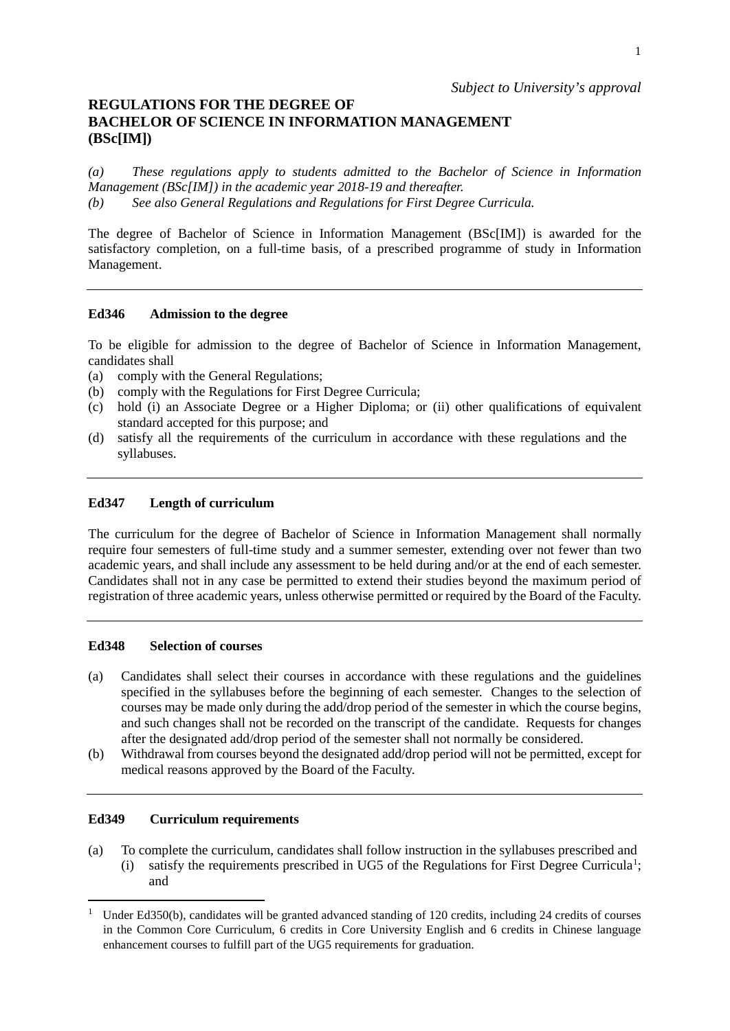*Subject to University's approval*

# REGULATIONS FOR THE DEGREE OF BACHELOR OF SCIENCE IN INFORMATION MANAGEMENT (BSc[IM])

*(a) These regulations apply to students admitted to the Bachelor of Science in Information Management (BSc[IM]) in the academic year 2018-19 and thereafter.*
*(b) See also General Regulations and Regulations for First Degree Curricula.*

The degree of Bachelor of Science in Information Management (BSc[IM]) is awarded for the satisfactory completion, on a full-time basis, of a prescribed programme of study in Information Management.

---

### Ed346 Admission to the degree

To be eligible for admission to the degree of Bachelor of Science in Information Management, candidates shall

(a) comply with the General Regulations;
(b) comply with the Regulations for First Degree Curricula;
(c) hold (i) an Associate Degree or a Higher Diploma; or (ii) other qualifications of equivalent standard accepted for this purpose; and
(d) satisfy all the requirements of the curriculum in accordance with these regulations and the syllabuses.

---

### Ed347 Length of curriculum

The curriculum for the degree of Bachelor of Science in Information Management shall normally require four semesters of full-time study and a summer semester, extending over not fewer than two academic years, and shall include any assessment to be held during and/or at the end of each semester. Candidates shall not in any case be permitted to extend their studies beyond the maximum period of registration of three academic years, unless otherwise permitted or required by the Board of the Faculty.

---

### Ed348 Selection of courses

(a) Candidates shall select their courses in accordance with these regulations and the guidelines specified in the syllabuses before the beginning of each semester. Changes to the selection of courses may be made only during the add/drop period of the semester in which the course begins, and such changes shall not be recorded on the transcript of the candidate. Requests for changes after the designated add/drop period of the semester shall not normally be considered.
(b) Withdrawal from courses beyond the designated add/drop period will not be permitted, except for medical reasons approved by the Board of the Faculty.

---

### Ed349 Curriculum requirements

(a) To complete the curriculum, candidates shall follow instruction in the syllabuses prescribed and
   (i) satisfy the requirements prescribed in UG5 of the Regulations for First Degree Curricula[1]; and

---

[1] Under Ed350(b), candidates will be granted advanced standing of 120 credits, including 24 credits of courses in the Common Core Curriculum, 6 credits in Core University English and 6 credits in Chinese language enhancement courses to fulfill part of the UG5 requirements for graduation.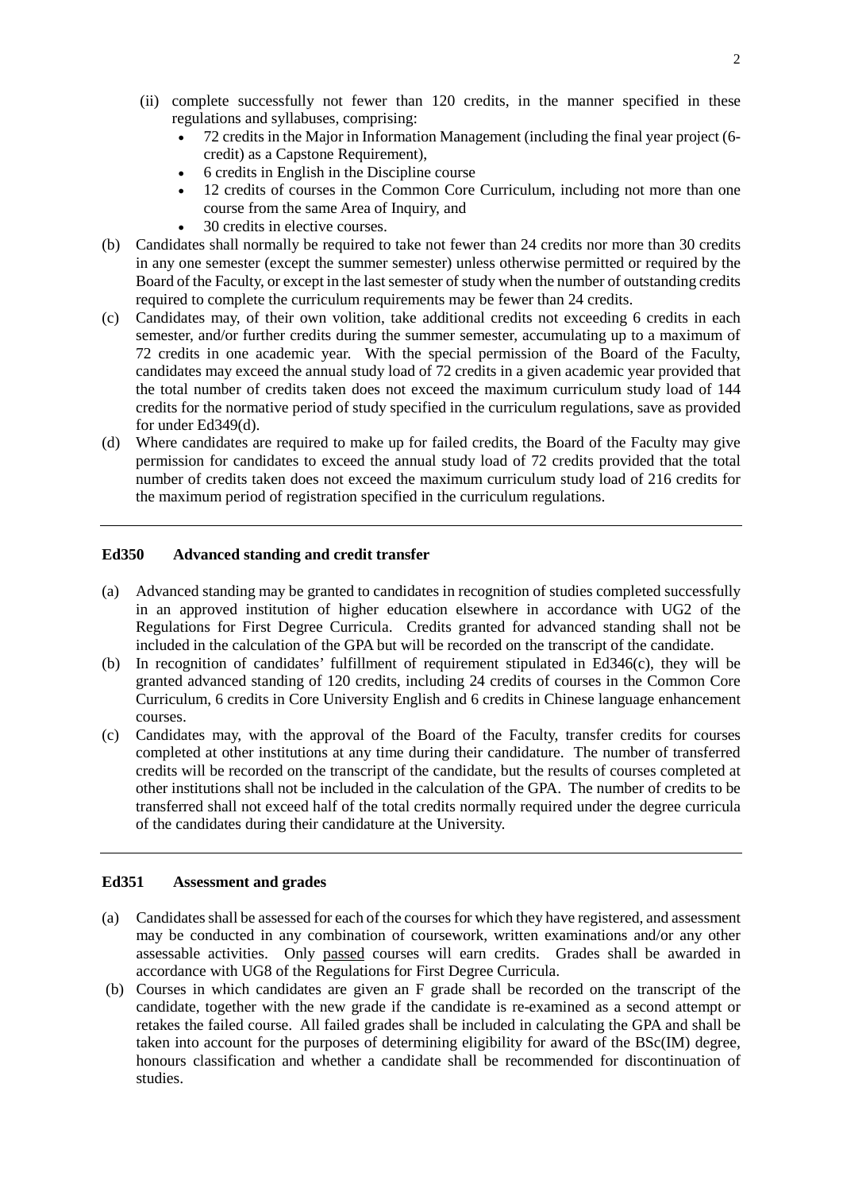(ii) complete successfully not fewer than 120 credits, in the manner specified in these regulations and syllabuses, comprising:
   - 72 credits in the Major in Information Management (including the final year project (6-credit) as a Capstone Requirement),
   - 6 credits in English in the Discipline course
   - 12 credits of courses in the Common Core Curriculum, including not more than one course from the same Area of Inquiry, and
   - 30 credits in elective courses.

(b) Candidates shall normally be required to take not fewer than 24 credits nor more than 30 credits in any one semester (except the summer semester) unless otherwise permitted or required by the Board of the Faculty, or except in the last semester of study when the number of outstanding credits required to complete the curriculum requirements may be fewer than 24 credits.

(c) Candidates may, of their own volition, take additional credits not exceeding 6 credits in each semester, and/or further credits during the summer semester, accumulating up to a maximum of 72 credits in one academic year. With the special permission of the Board of the Faculty, candidates may exceed the annual study load of 72 credits in a given academic year provided that the total number of credits taken does not exceed the maximum curriculum study load of 144 credits for the normative period of study specified in the curriculum regulations, save as provided for under Ed349(d).

(d) Where candidates are required to make up for failed credits, the Board of the Faculty may give permission for candidates to exceed the annual study load of 72 credits provided that the total number of credits taken does not exceed the maximum curriculum study load of 216 credits for the maximum period of registration specified in the curriculum regulations.

---

### Ed350 Advanced standing and credit transfer

(a) Advanced standing may be granted to candidates in recognition of studies completed successfully in an approved institution of higher education elsewhere in accordance with UG2 of the Regulations for First Degree Curricula. Credits granted for advanced standing shall not be included in the calculation of the GPA but will be recorded on the transcript of the candidate.

(b) In recognition of candidates' fulfillment of requirement stipulated in Ed346(c), they will be granted advanced standing of 120 credits, including 24 credits of courses in the Common Core Curriculum, 6 credits in Core University English and 6 credits in Chinese language enhancement courses.

(c) Candidates may, with the approval of the Board of the Faculty, transfer credits for courses completed at other institutions at any time during their candidature. The number of transferred credits will be recorded on the transcript of the candidate, but the results of courses completed at other institutions shall not be included in the calculation of the GPA. The number of credits to be transferred shall not exceed half of the total credits normally required under the degree curricula of the candidates during their candidature at the University.

---

### Ed351 Assessment and grades

(a) Candidates shall be assessed for each of the courses for which they have registered, and assessment may be conducted in any combination of coursework, written examinations and/or any other assessable activities. Only passed courses will earn credits. Grades shall be awarded in accordance with UG8 of the Regulations for First Degree Curricula.

(b) Courses in which candidates are given an F grade shall be recorded on the transcript of the candidate, together with the new grade if the candidate is re-examined as a second attempt or retakes the failed course. All failed grades shall be included in calculating the GPA and shall be taken into account for the purposes of determining eligibility for award of the BSc(IM) degree, honours classification and whether a candidate shall be recommended for discontinuation of studies.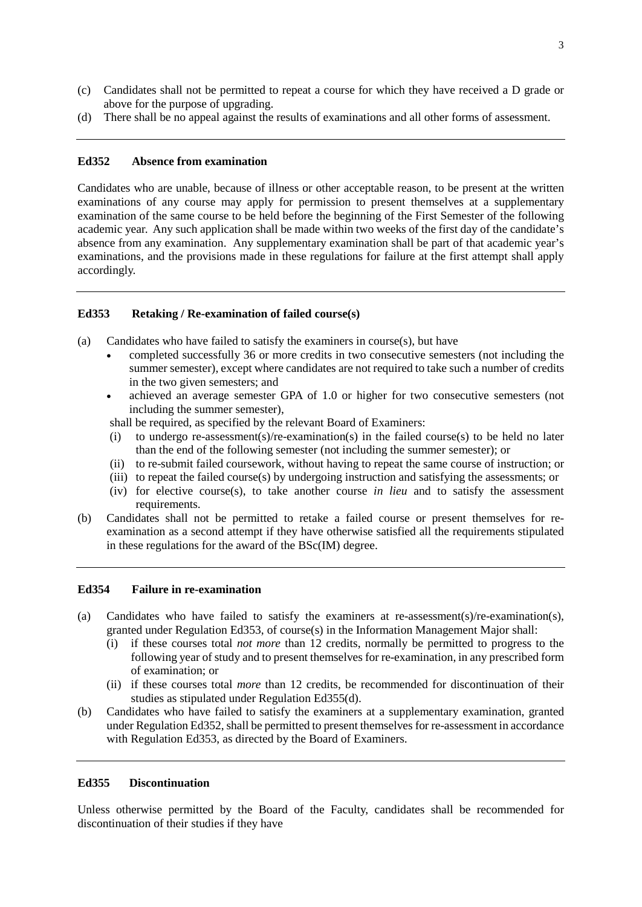(c) Candidates shall not be permitted to repeat a course for which they have received a D grade or above for the purpose of upgrading.

(d) There shall be no appeal against the results of examinations and all other forms of assessment.

---

### Ed352 Absence from examination

Candidates who are unable, because of illness or other acceptable reason, to be present at the written examinations of any course may apply for permission to present themselves at a supplementary examination of the same course to be held before the beginning of the First Semester of the following academic year. Any such application shall be made within two weeks of the first day of the candidate's absence from any examination. Any supplementary examination shall be part of that academic year's examinations, and the provisions made in these regulations for failure at the first attempt shall apply accordingly.

---

### Ed353 Retaking / Re-examination of failed course(s)

(a) Candidates who have failed to satisfy the examiners in course(s), but have

- completed successfully 36 or more credits in two consecutive semesters (not including the summer semester), except where candidates are not required to take such a number of credits in the two given semesters; and
- achieved an average semester GPA of 1.0 or higher for two consecutive semesters (not including the summer semester),

shall be required, as specified by the relevant Board of Examiners:

(i) to undergo re-assessment(s)/re-examination(s) in the failed course(s) to be held no later than the end of the following semester (not including the summer semester); or

(ii) to re-submit failed coursework, without having to repeat the same course of instruction; or

(iii) to repeat the failed course(s) by undergoing instruction and satisfying the assessments; or

(iv) for elective course(s), to take another course *in lieu* and to satisfy the assessment requirements.

(b) Candidates shall not be permitted to retake a failed course or present themselves for re-examination as a second attempt if they have otherwise satisfied all the requirements stipulated in these regulations for the award of the BSc(IM) degree.

---

### Ed354 Failure in re-examination

(a) Candidates who have failed to satisfy the examiners at re-assessment(s)/re-examination(s), granted under Regulation Ed353, of course(s) in the Information Management Major shall:

(i) if these courses total *not more* than 12 credits, normally be permitted to progress to the following year of study and to present themselves for re-examination, in any prescribed form of examination; or

(ii) if these courses total *more* than 12 credits, be recommended for discontinuation of their studies as stipulated under Regulation Ed355(d).

(b) Candidates who have failed to satisfy the examiners at a supplementary examination, granted under Regulation Ed352, shall be permitted to present themselves for re-assessment in accordance with Regulation Ed353, as directed by the Board of Examiners.

---

### Ed355 Discontinuation

Unless otherwise permitted by the Board of the Faculty, candidates shall be recommended for discontinuation of their studies if they have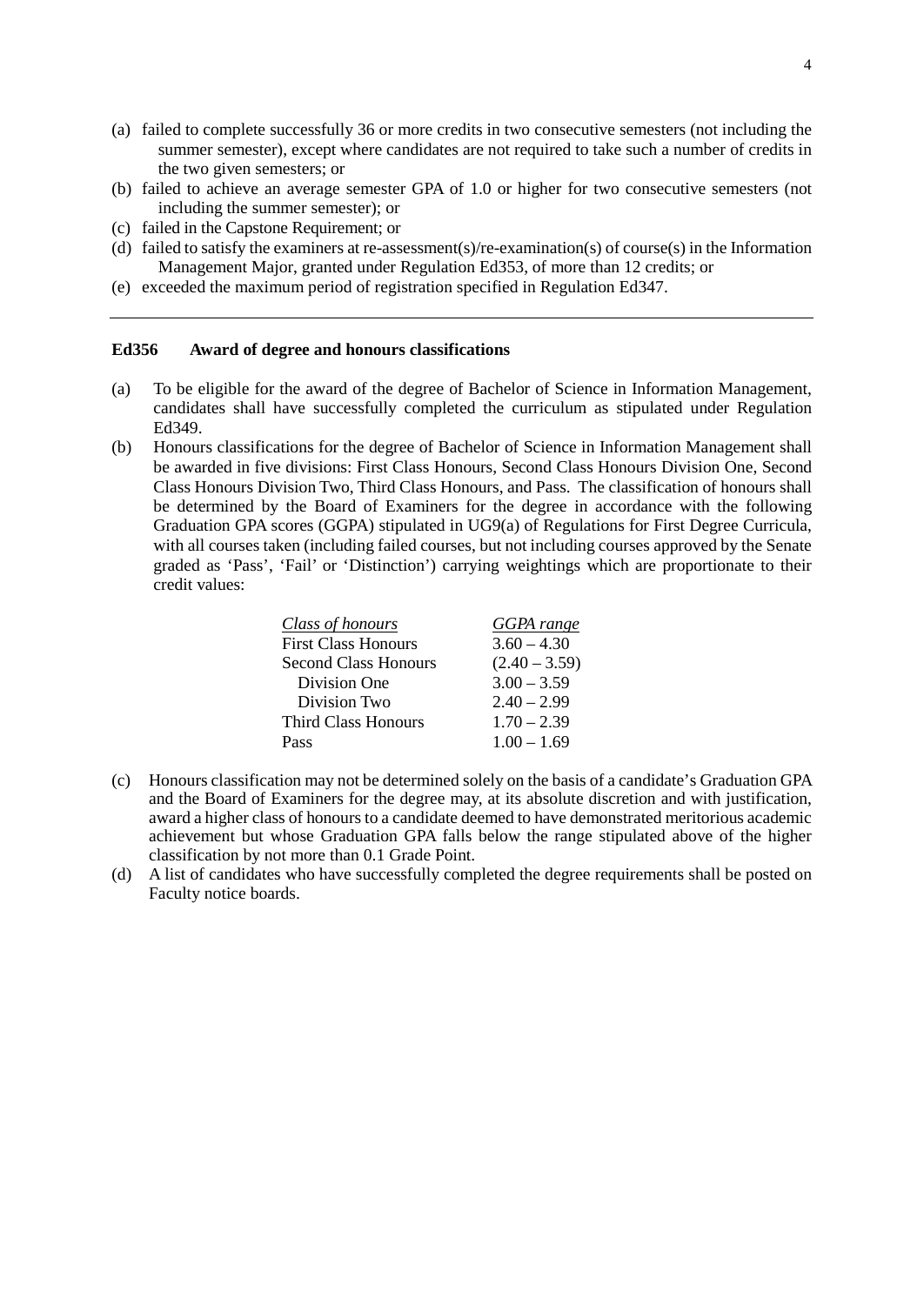(a) failed to complete successfully 36 or more credits in two consecutive semesters (not including the summer semester), except where candidates are not required to take such a number of credits in the two given semesters; or

(b) failed to achieve an average semester GPA of 1.0 or higher for two consecutive semesters (not including the summer semester); or

(c) failed in the Capstone Requirement; or

(d) failed to satisfy the examiners at re-assessment(s)/re-examination(s) of course(s) in the Information Management Major, granted under Regulation Ed353, of more than 12 credits; or

(e) exceeded the maximum period of registration specified in Regulation Ed347.

---

**Ed356 Award of degree and honours classifications**

(a) To be eligible for the award of the degree of Bachelor of Science in Information Management, candidates shall have successfully completed the curriculum as stipulated under Regulation Ed349.

(b) Honours classifications for the degree of Bachelor of Science in Information Management shall be awarded in five divisions: First Class Honours, Second Class Honours Division One, Second Class Honours Division Two, Third Class Honours, and Pass. The classification of honours shall be determined by the Board of Examiners for the degree in accordance with the following Graduation GPA scores (GGPA) stipulated in UG9(a) of Regulations for First Degree Curricula, with all courses taken (including failed courses, but not including courses approved by the Senate graded as 'Pass', 'Fail' or 'Distinction') carrying weightings which are proportionate to their credit values:

| *Class of honours* | *GGPA range* |
|---|---|
| First Class Honours | 3.60 – 4.30 |
| Second Class Honours | (2.40 – 3.59) |
| Division One | 3.00 – 3.59 |
| Division Two | 2.40 – 2.99 |
| Third Class Honours | 1.70 – 2.39 |
| Pass | 1.00 – 1.69 |

(c) Honours classification may not be determined solely on the basis of a candidate's Graduation GPA and the Board of Examiners for the degree may, at its absolute discretion and with justification, award a higher class of honours to a candidate deemed to have demonstrated meritorious academic achievement but whose Graduation GPA falls below the range stipulated above of the higher classification by not more than 0.1 Grade Point.

(d) A list of candidates who have successfully completed the degree requirements shall be posted on Faculty notice boards.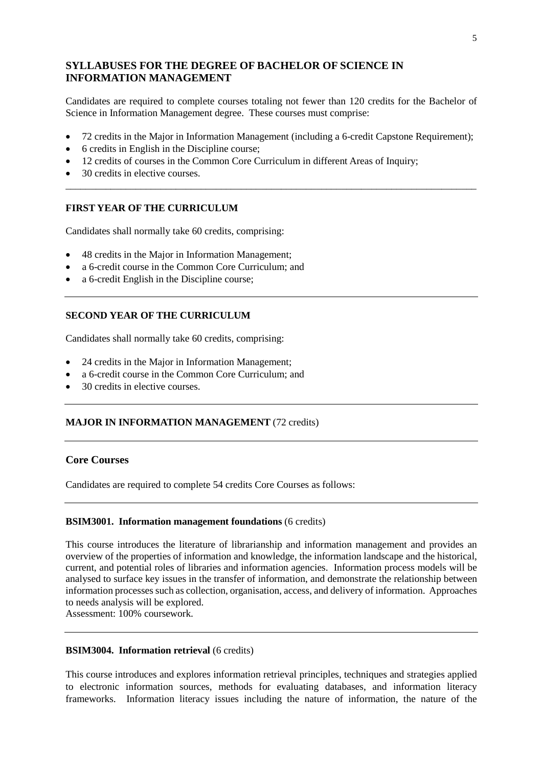## SYLLABUSES FOR THE DEGREE OF BACHELOR OF SCIENCE IN INFORMATION MANAGEMENT

Candidates are required to complete courses totaling not fewer than 120 credits for the Bachelor of Science in Information Management degree. These courses must comprise:

- 72 credits in the Major in Information Management (including a 6-credit Capstone Requirement);
- 6 credits in English in the Discipline course;
- 12 credits of courses in the Common Core Curriculum in different Areas of Inquiry;
- 30 credits in elective courses.

---

### FIRST YEAR OF THE CURRICULUM

Candidates shall normally take 60 credits, comprising:

- 48 credits in the Major in Information Management;
- a 6-credit course in the Common Core Curriculum; and
- a 6-credit English in the Discipline course;

---

### SECOND YEAR OF THE CURRICULUM

Candidates shall normally take 60 credits, comprising:

- 24 credits in the Major in Information Management;
- a 6-credit course in the Common Core Curriculum; and
- 30 credits in elective courses.

---

### MAJOR IN INFORMATION MANAGEMENT (72 credits)

---

### Core Courses

Candidates are required to complete 54 credits Core Courses as follows:

---

**BSIM3001. Information management foundations** (6 credits)

This course introduces the literature of librarianship and information management and provides an overview of the properties of information and knowledge, the information landscape and the historical, current, and potential roles of libraries and information agencies. Information process models will be analysed to surface key issues in the transfer of information, and demonstrate the relationship between information processes such as collection, organisation, access, and delivery of information. Approaches to needs analysis will be explored.
Assessment: 100% coursework.

---

**BSIM3004. Information retrieval** (6 credits)

This course introduces and explores information retrieval principles, techniques and strategies applied to electronic information sources, methods for evaluating databases, and information literacy frameworks. Information literacy issues including the nature of information, the nature of the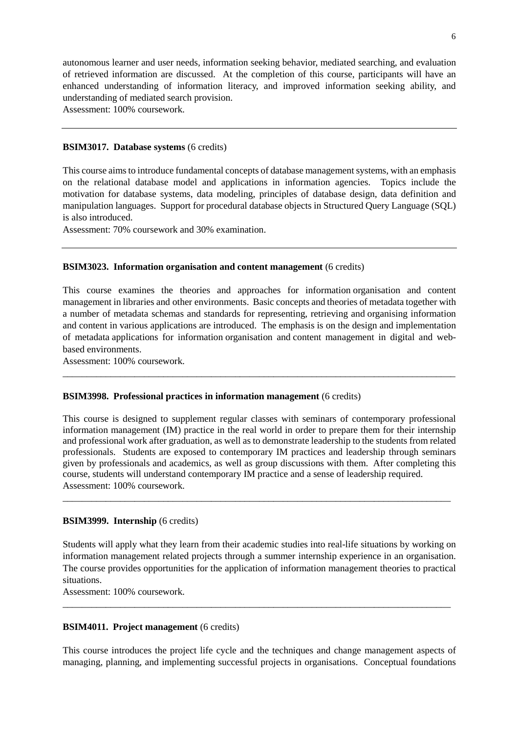autonomous learner and user needs, information seeking behavior, mediated searching, and evaluation of retrieved information are discussed. At the completion of this course, participants will have an enhanced understanding of information literacy, and improved information seeking ability, and understanding of mediated search provision.
Assessment: 100% coursework.

---

**BSIM3017. Database systems** (6 credits)

This course aims to introduce fundamental concepts of database management systems, with an emphasis on the relational database model and applications in information agencies. Topics include the motivation for database systems, data modeling, principles of database design, data definition and manipulation languages. Support for procedural database objects in Structured Query Language (SQL) is also introduced.
Assessment: 70% coursework and 30% examination.

---

**BSIM3023. Information organisation and content management** (6 credits)

This course examines the theories and approaches for information organisation and content management in libraries and other environments. Basic concepts and theories of metadata together with a number of metadata schemas and standards for representing, retrieving and organising information and content in various applications are introduced. The emphasis is on the design and implementation of metadata applications for information organisation and content management in digital and web-based environments.
Assessment: 100% coursework.

---

**BSIM3998. Professional practices in information management** (6 credits)

This course is designed to supplement regular classes with seminars of contemporary professional information management (IM) practice in the real world in order to prepare them for their internship and professional work after graduation, as well as to demonstrate leadership to the students from related professionals. Students are exposed to contemporary IM practices and leadership through seminars given by professionals and academics, as well as group discussions with them. After completing this course, students will understand contemporary IM practice and a sense of leadership required.
Assessment: 100% coursework.

---

**BSIM3999. Internship** (6 credits)

Students will apply what they learn from their academic studies into real-life situations by working on information management related projects through a summer internship experience in an organisation. The course provides opportunities for the application of information management theories to practical situations.
Assessment: 100% coursework.

---

**BSIM4011. Project management** (6 credits)

This course introduces the project life cycle and the techniques and change management aspects of managing, planning, and implementing successful projects in organisations. Conceptual foundations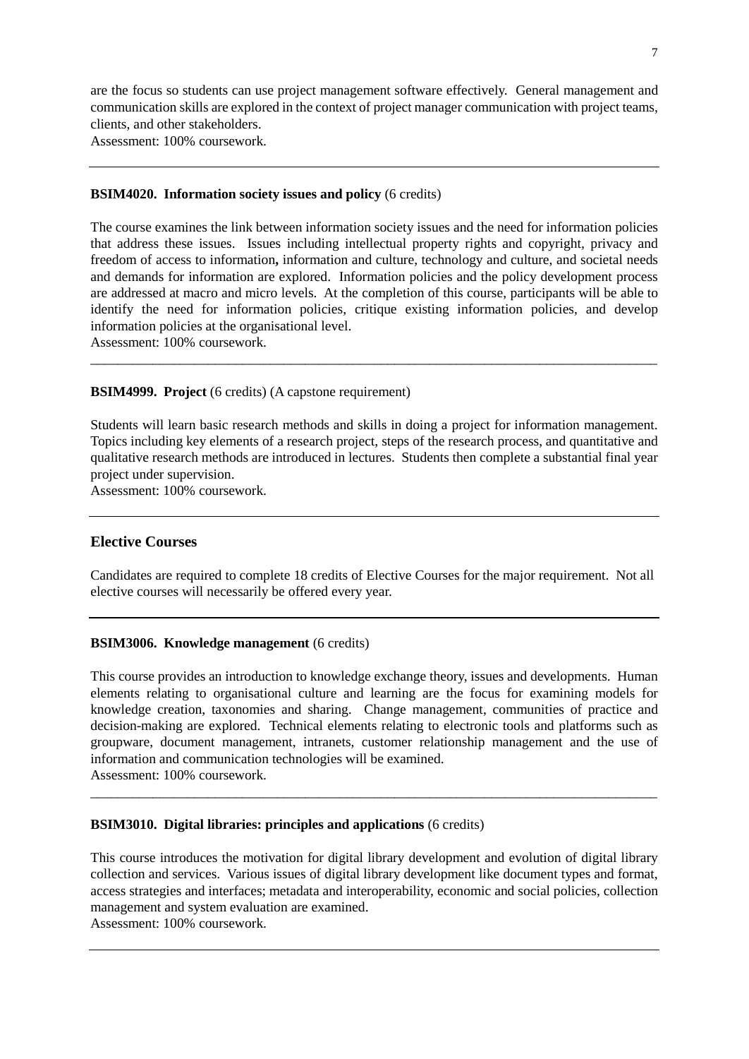are the focus so students can use project management software effectively. General management and communication skills are explored in the context of project manager communication with project teams, clients, and other stakeholders.
Assessment: 100% coursework.

---

**BSIM4020. Information society issues and policy** (6 credits)

The course examines the link between information society issues and the need for information policies that address these issues. Issues including intellectual property rights and copyright, privacy and freedom of access to information**,** information and culture, technology and culture, and societal needs and demands for information are explored. Information policies and the policy development process are addressed at macro and micro levels. At the completion of this course, participants will be able to identify the need for information policies, critique existing information policies, and develop information policies at the organisational level.
Assessment: 100% coursework.

---

**BSIM4999. Project** (6 credits) (A capstone requirement)

Students will learn basic research methods and skills in doing a project for information management. Topics including key elements of a research project, steps of the research process, and quantitative and qualitative research methods are introduced in lectures. Students then complete a substantial final year project under supervision.
Assessment: 100% coursework.

---

## Elective Courses

Candidates are required to complete 18 credits of Elective Courses for the major requirement. Not all elective courses will necessarily be offered every year.

---

**BSIM3006. Knowledge management** (6 credits)

This course provides an introduction to knowledge exchange theory, issues and developments. Human elements relating to organisational culture and learning are the focus for examining models for knowledge creation, taxonomies and sharing. Change management, communities of practice and decision-making are explored. Technical elements relating to electronic tools and platforms such as groupware, document management, intranets, customer relationship management and the use of information and communication technologies will be examined.
Assessment: 100% coursework.

---

**BSIM3010. Digital libraries: principles and applications** (6 credits)

This course introduces the motivation for digital library development and evolution of digital library collection and services. Various issues of digital library development like document types and format, access strategies and interfaces; metadata and interoperability, economic and social policies, collection management and system evaluation are examined.
Assessment: 100% coursework.

---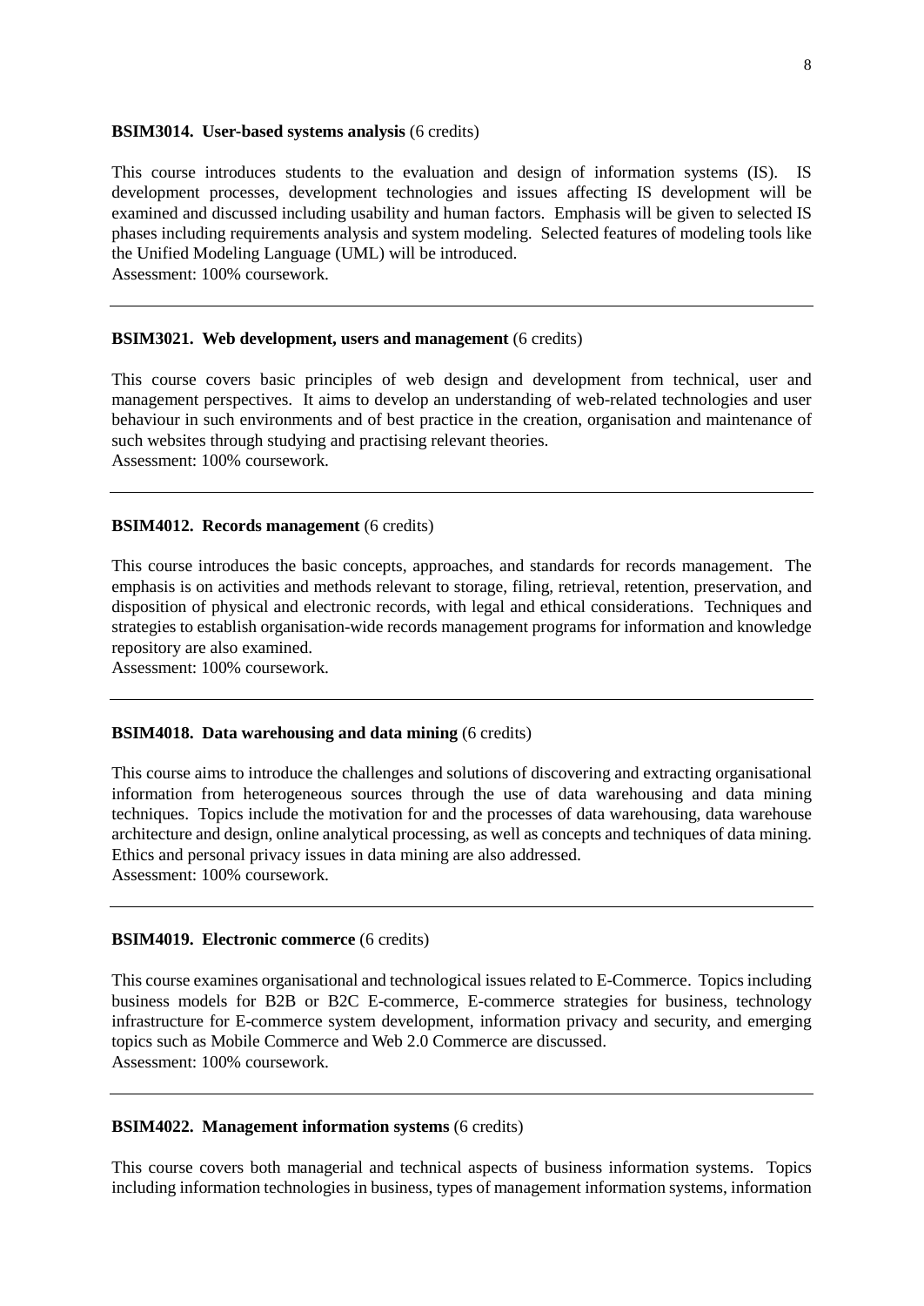**BSIM3014. User-based systems analysis** (6 credits)

This course introduces students to the evaluation and design of information systems (IS). IS development processes, development technologies and issues affecting IS development will be examined and discussed including usability and human factors. Emphasis will be given to selected IS phases including requirements analysis and system modeling. Selected features of modeling tools like the Unified Modeling Language (UML) will be introduced.
Assessment: 100% coursework.

---

**BSIM3021. Web development, users and management** (6 credits)

This course covers basic principles of web design and development from technical, user and management perspectives. It aims to develop an understanding of web-related technologies and user behaviour in such environments and of best practice in the creation, organisation and maintenance of such websites through studying and practising relevant theories.
Assessment: 100% coursework.

---

**BSIM4012. Records management** (6 credits)

This course introduces the basic concepts, approaches, and standards for records management. The emphasis is on activities and methods relevant to storage, filing, retrieval, retention, preservation, and disposition of physical and electronic records, with legal and ethical considerations. Techniques and strategies to establish organisation-wide records management programs for information and knowledge repository are also examined.
Assessment: 100% coursework.

---

**BSIM4018. Data warehousing and data mining** (6 credits)

This course aims to introduce the challenges and solutions of discovering and extracting organisational information from heterogeneous sources through the use of data warehousing and data mining techniques. Topics include the motivation for and the processes of data warehousing, data warehouse architecture and design, online analytical processing, as well as concepts and techniques of data mining. Ethics and personal privacy issues in data mining are also addressed.
Assessment: 100% coursework.

---

**BSIM4019. Electronic commerce** (6 credits)

This course examines organisational and technological issues related to E-Commerce. Topics including business models for B2B or B2C E-commerce, E-commerce strategies for business, technology infrastructure for E-commerce system development, information privacy and security, and emerging topics such as Mobile Commerce and Web 2.0 Commerce are discussed.
Assessment: 100% coursework.

---

**BSIM4022. Management information systems** (6 credits)

This course covers both managerial and technical aspects of business information systems. Topics including information technologies in business, types of management information systems, information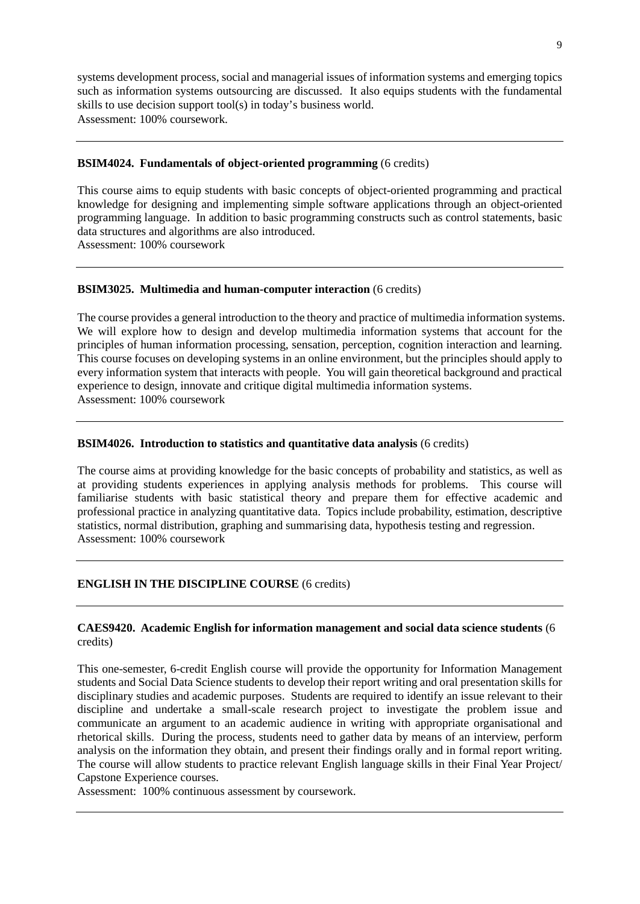systems development process, social and managerial issues of information systems and emerging topics such as information systems outsourcing are discussed. It also equips students with the fundamental skills to use decision support tool(s) in today's business world.
Assessment: 100% coursework.

---

**BSIM4024. Fundamentals of object-oriented programming** (6 credits)

This course aims to equip students with basic concepts of object-oriented programming and practical knowledge for designing and implementing simple software applications through an object-oriented programming language. In addition to basic programming constructs such as control statements, basic data structures and algorithms are also introduced.
Assessment: 100% coursework

---

**BSIM3025. Multimedia and human-computer interaction** (6 credits)

The course provides a general introduction to the theory and practice of multimedia information systems. We will explore how to design and develop multimedia information systems that account for the principles of human information processing, sensation, perception, cognition interaction and learning. This course focuses on developing systems in an online environment, but the principles should apply to every information system that interacts with people. You will gain theoretical background and practical experience to design, innovate and critique digital multimedia information systems.
Assessment: 100% coursework

---

**BSIM4026. Introduction to statistics and quantitative data analysis** (6 credits)

The course aims at providing knowledge for the basic concepts of probability and statistics, as well as at providing students experiences in applying analysis methods for problems. This course will familiarise students with basic statistical theory and prepare them for effective academic and professional practice in analyzing quantitative data. Topics include probability, estimation, descriptive statistics, normal distribution, graphing and summarising data, hypothesis testing and regression.
Assessment: 100% coursework

---

**ENGLISH IN THE DISCIPLINE COURSE** (6 credits)

---

**CAES9420. Academic English for information management and social data science students** (6 credits)

This one-semester, 6-credit English course will provide the opportunity for Information Management students and Social Data Science students to develop their report writing and oral presentation skills for disciplinary studies and academic purposes. Students are required to identify an issue relevant to their discipline and undertake a small-scale research project to investigate the problem issue and communicate an argument to an academic audience in writing with appropriate organisational and rhetorical skills. During the process, students need to gather data by means of an interview, perform analysis on the information they obtain, and present their findings orally and in formal report writing. The course will allow students to practice relevant English language skills in their Final Year Project/ Capstone Experience courses.
Assessment: 100% continuous assessment by coursework.

---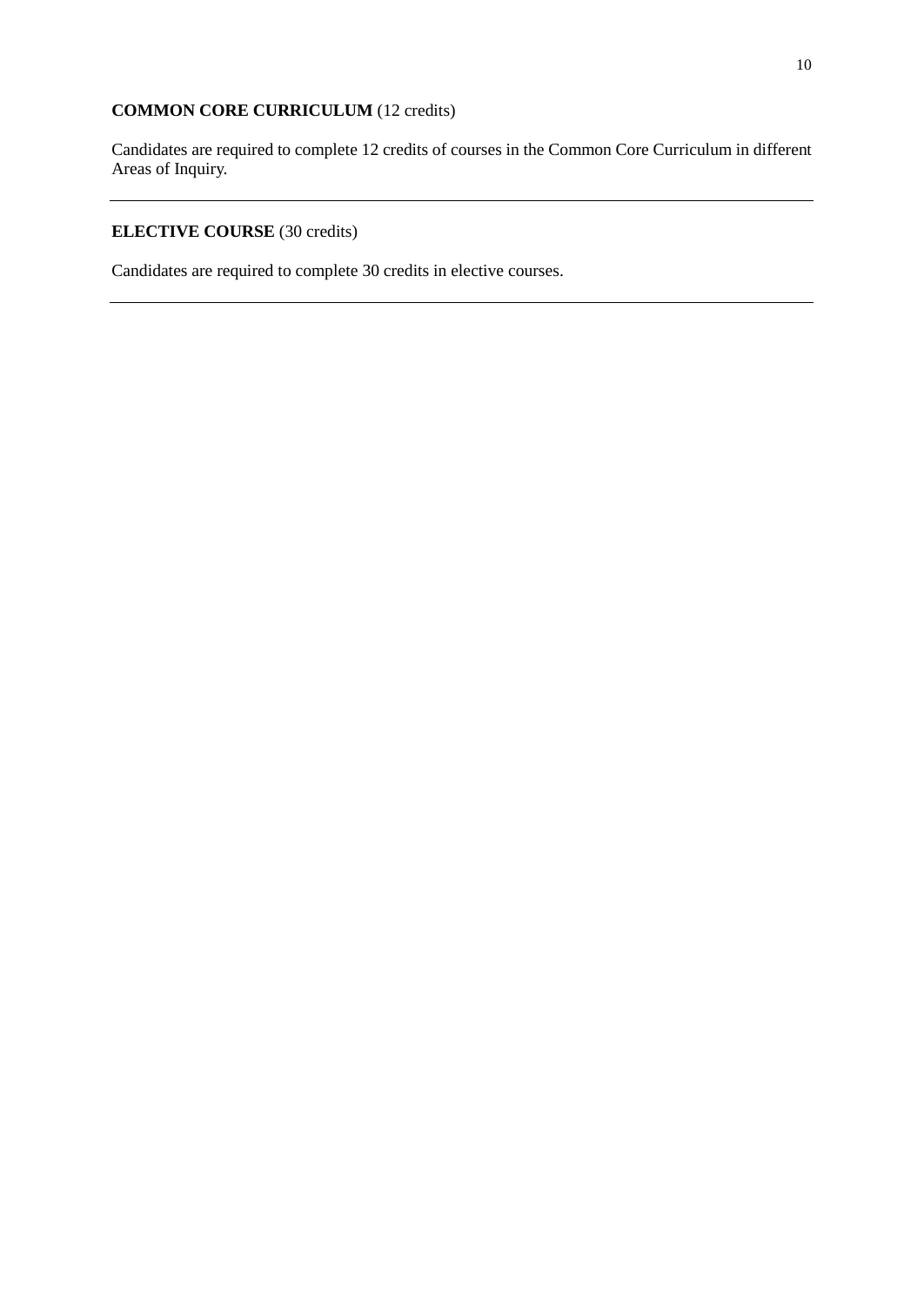**COMMON CORE CURRICULUM** (12 credits)

Candidates are required to complete 12 credits of courses in the Common Core Curriculum in different Areas of Inquiry.

---

**ELECTIVE COURSE** (30 credits)

Candidates are required to complete 30 credits in elective courses.

---